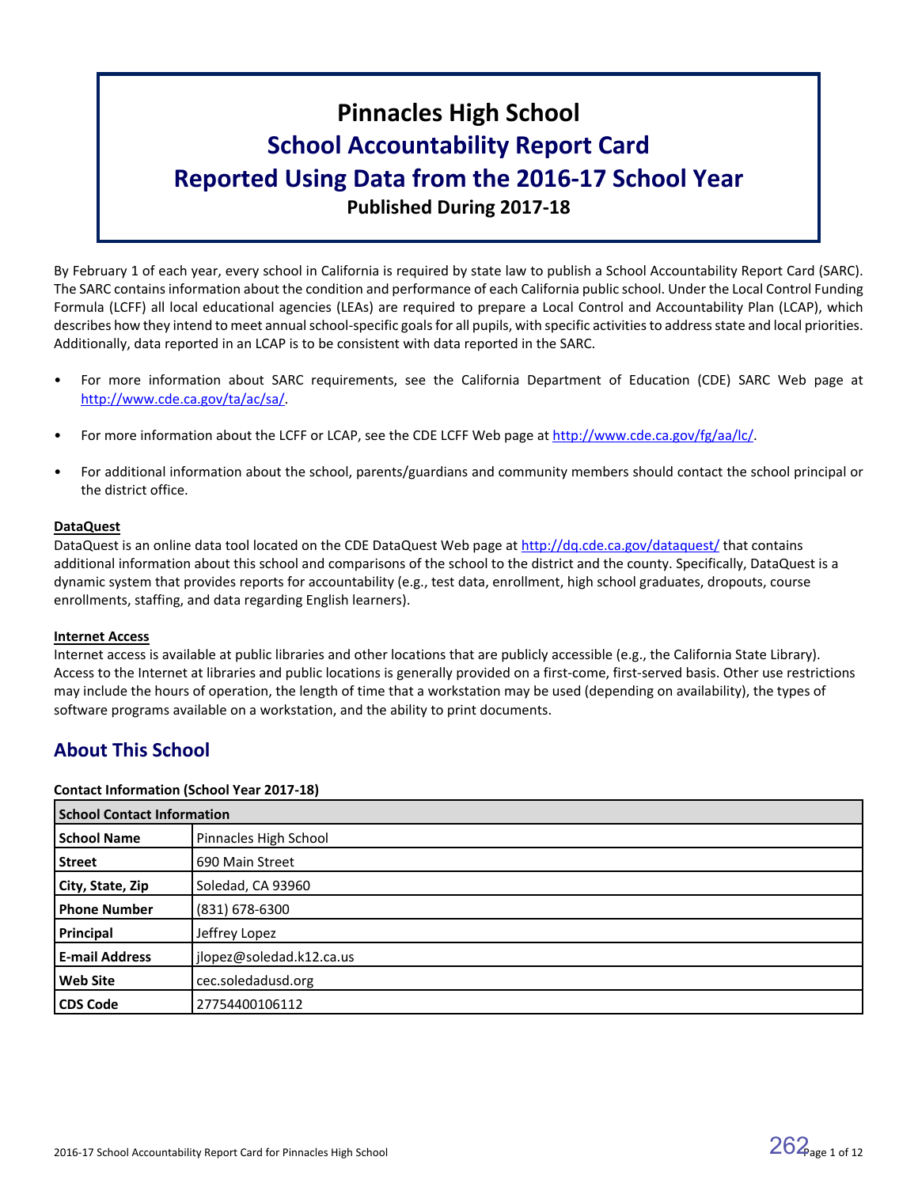# Pinnacles High School

## School Accountability Report Card

## Reported Using Data from the 2016-17 School Year

**Published During 2017-18**

By February 1 of each year, every school in California is required by state law to publish a School Accountability Report Card (SARC). The SARC contains information about the condition and performance of each California public school. Under the Local Control Funding Formula (LCFF) all local educational agencies (LEAs) are required to prepare a Local Control and Accountability Plan (LCAP), which describes how they intend to meet annual school-specific goals for all pupils, with specific activities to address state and local priorities. Additionally, data reported in an LCAP is to be consistent with data reported in the SARC.

- For more information about SARC requirements, see the California Department of Education (CDE) SARC Web page at http://www.cde.ca.gov/ta/ac/sa/.
- For more information about the LCFF or LCAP, see the CDE LCFF Web page at http://www.cde.ca.gov/fg/aa/lc/.
- For additional information about the school, parents/guardians and community members should contact the school principal or the district office.

**DataQuest**

DataQuest is an online data tool located on the CDE DataQuest Web page at http://dq.cde.ca.gov/dataquest/ that contains additional information about this school and comparisons of the school to the district and the county. Specifically, DataQuest is a dynamic system that provides reports for accountability (e.g., test data, enrollment, high school graduates, dropouts, course enrollments, staffing, and data regarding English learners).

**Internet Access**

Internet access is available at public libraries and other locations that are publicly accessible (e.g., the California State Library). Access to the Internet at libraries and public locations is generally provided on a first-come, first-served basis. Other use restrictions may include the hours of operation, the length of time that a workstation may be used (depending on availability), the types of software programs available on a workstation, and the ability to print documents.

## About This School

**Contact Information (School Year 2017-18)**

| School Contact Information | |
|---|---|
| **School Name** | Pinnacles High School |
| **Street** | 690 Main Street |
| **City, State, Zip** | Soledad, CA 93960 |
| **Phone Number** | (831) 678-6300 |
| **Principal** | Jeffrey Lopez |
| **E-mail Address** | jlopez@soledad.k12.ca.us |
| **Web Site** | cec.soledadusd.org |
| **CDS Code** | 27754400106112 |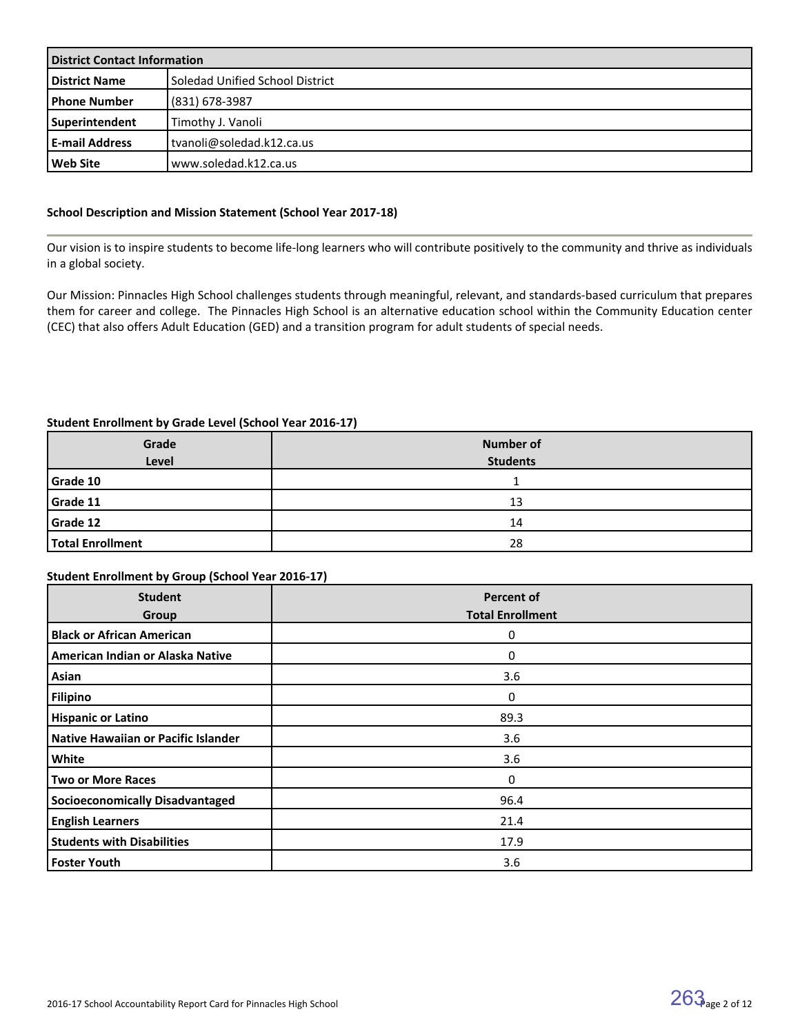| District Contact Information | |
| --- | --- |
| District Name | Soledad Unified School District |
| Phone Number | (831) 678-3987 |
| Superintendent | Timothy J. Vanoli |
| E-mail Address | tvanoli@soledad.k12.ca.us |
| Web Site | www.soledad.k12.ca.us |

### School Description and Mission Statement (School Year 2017-18)

Our vision is to inspire students to become life-long learners who will contribute positively to the community and thrive as individuals in a global society.

Our Mission: Pinnacles High School challenges students through meaningful, relevant, and standards-based curriculum that prepares them for career and college. The Pinnacles High School is an alternative education school within the Community Education center (CEC) that also offers Adult Education (GED) and a transition program for adult students of special needs.

### Student Enrollment by Grade Level (School Year 2016-17)

| Grade Level | Number of Students |
| --- | --- |
| Grade 10 | 1 |
| Grade 11 | 13 |
| Grade 12 | 14 |
| Total Enrollment | 28 |

### Student Enrollment by Group (School Year 2016-17)

| Student Group | Percent of Total Enrollment |
| --- | --- |
| Black or African American | 0 |
| American Indian or Alaska Native | 0 |
| Asian | 3.6 |
| Filipino | 0 |
| Hispanic or Latino | 89.3 |
| Native Hawaiian or Pacific Islander | 3.6 |
| White | 3.6 |
| Two or More Races | 0 |
| Socioeconomically Disadvantaged | 96.4 |
| English Learners | 21.4 |
| Students with Disabilities | 17.9 |
| Foster Youth | 3.6 |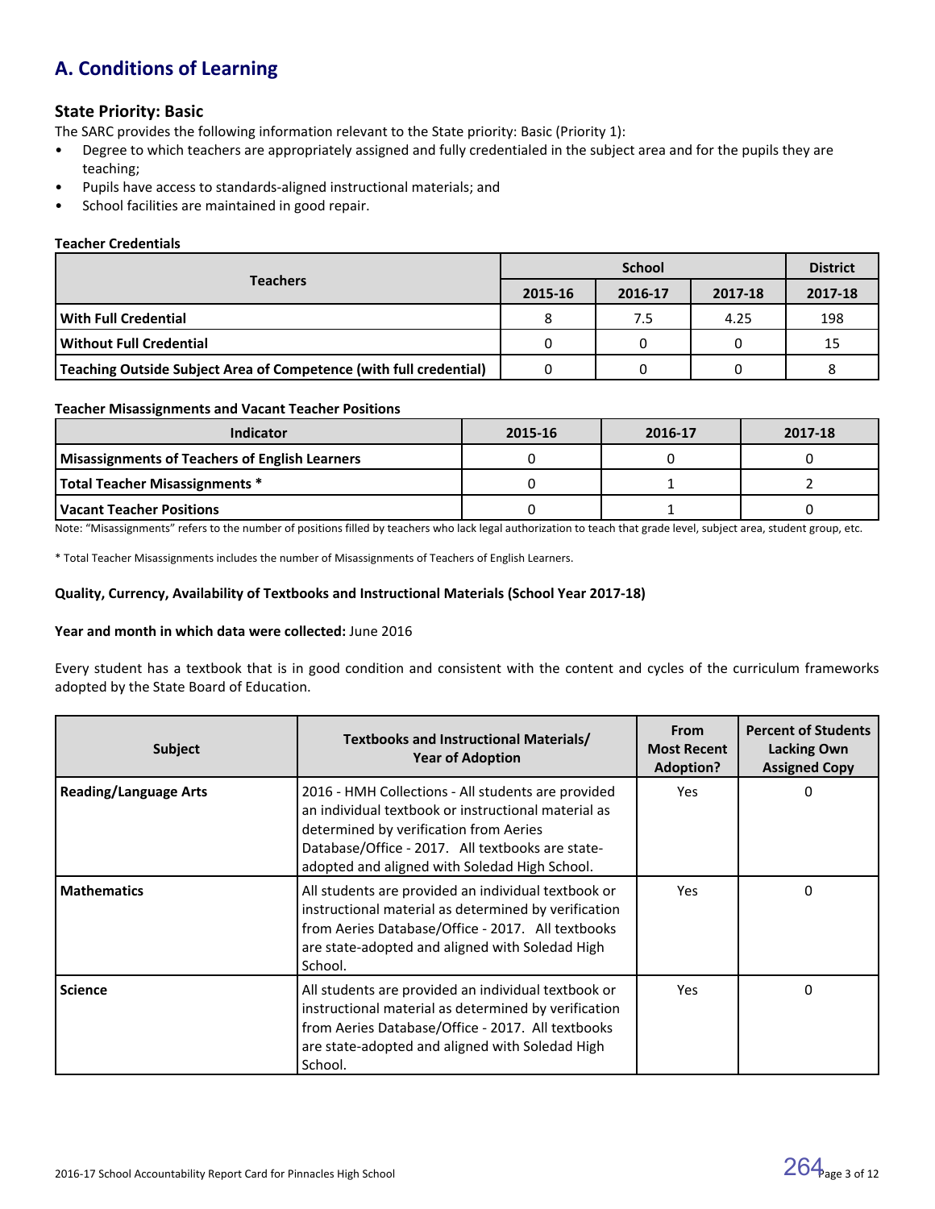## A. Conditions of Learning

### State Priority: Basic

The SARC provides the following information relevant to the State priority: Basic (Priority 1):

- Degree to which teachers are appropriately assigned and fully credentialed in the subject area and for the pupils they are teaching;
- Pupils have access to standards-aligned instructional materials; and
- School facilities are maintained in good repair.

**Teacher Credentials**

| Teachers | School | | | District |
|---|---|---|---|---|
| | 2015-16 | 2016-17 | 2017-18 | 2017-18 |
| **With Full Credential** | 8 | 7.5 | 4.25 | 198 |
| **Without Full Credential** | 0 | 0 | 0 | 15 |
| **Teaching Outside Subject Area of Competence (with full credential)** | 0 | 0 | 0 | 8 |

**Teacher Misassignments and Vacant Teacher Positions**

| Indicator | 2015-16 | 2016-17 | 2017-18 |
|---|---|---|---|
| **Misassignments of Teachers of English Learners** | 0 | 0 | 0 |
| **Total Teacher Misassignments *** | 0 | 1 | 2 |
| **Vacant Teacher Positions** | 0 | 1 | 0 |

Note: "Misassignments" refers to the number of positions filled by teachers who lack legal authorization to teach that grade level, subject area, student group, etc.

* Total Teacher Misassignments includes the number of Misassignments of Teachers of English Learners.

**Quality, Currency, Availability of Textbooks and Instructional Materials (School Year 2017-18)**

**Year and month in which data were collected:** June 2016

Every student has a textbook that is in good condition and consistent with the content and cycles of the curriculum frameworks adopted by the State Board of Education.

| Subject | Textbooks and Instructional Materials/ Year of Adoption | From Most Recent Adoption? | Percent of Students Lacking Own Assigned Copy |
|---|---|---|---|
| **Reading/Language Arts** | 2016 - HMH Collections - All students are provided an individual textbook or instructional material as determined by verification from Aeries Database/Office - 2017. All textbooks are state-adopted and aligned with Soledad High School. | Yes | 0 |
| **Mathematics** | All students are provided an individual textbook or instructional material as determined by verification from Aeries Database/Office - 2017. All textbooks are state-adopted and aligned with Soledad High School. | Yes | 0 |
| **Science** | All students are provided an individual textbook or instructional material as determined by verification from Aeries Database/Office - 2017. All textbooks are state-adopted and aligned with Soledad High School. | Yes | 0 |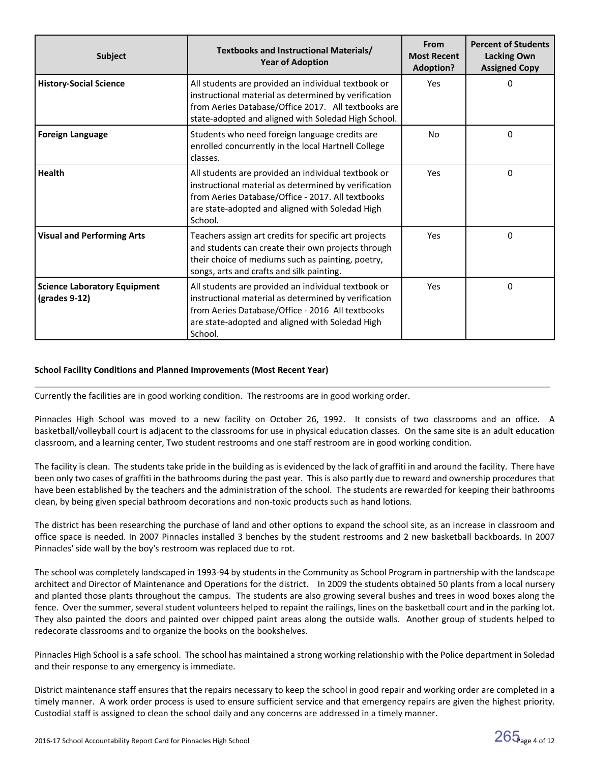| Subject | Textbooks and Instructional Materials/ Year of Adoption | From Most Recent Adoption? | Percent of Students Lacking Own Assigned Copy |
|---|---|---|---|
| **History-Social Science** | All students are provided an individual textbook or instructional material as determined by verification from Aeries Database/Office 2017. All textbooks are state-adopted and aligned with Soledad High School. | Yes | 0 |
| **Foreign Language** | Students who need foreign language credits are enrolled concurrently in the local Hartnell College classes. | No | 0 |
| **Health** | All students are provided an individual textbook or instructional material as determined by verification from Aeries Database/Office - 2017. All textbooks are state-adopted and aligned with Soledad High School. | Yes | 0 |
| **Visual and Performing Arts** | Teachers assign art credits for specific art projects and students can create their own projects through their choice of mediums such as painting, poetry, songs, arts and crafts and silk painting. | Yes | 0 |
| **Science Laboratory Equipment (grades 9-12)** | All students are provided an individual textbook or instructional material as determined by verification from Aeries Database/Office - 2016 All textbooks are state-adopted and aligned with Soledad High School. | Yes | 0 |

### School Facility Conditions and Planned Improvements (Most Recent Year)

Currently the facilities are in good working condition. The restrooms are in good working order.

Pinnacles High School was moved to a new facility on October 26, 1992. It consists of two classrooms and an office. A basketball/volleyball court is adjacent to the classrooms for use in physical education classes. On the same site is an adult education classroom, and a learning center, Two student restrooms and one staff restroom are in good working condition.

The facility is clean. The students take pride in the building as is evidenced by the lack of graffiti in and around the facility. There have been only two cases of graffiti in the bathrooms during the past year. This is also partly due to reward and ownership procedures that have been established by the teachers and the administration of the school. The students are rewarded for keeping their bathrooms clean, by being given special bathroom decorations and non-toxic products such as hand lotions.

The district has been researching the purchase of land and other options to expand the school site, as an increase in classroom and office space is needed. In 2007 Pinnacles installed 3 benches by the student restrooms and 2 new basketball backboards. In 2007 Pinnacles' side wall by the boy's restroom was replaced due to rot.

The school was completely landscaped in 1993-94 by students in the Community as School Program in partnership with the landscape architect and Director of Maintenance and Operations for the district. In 2009 the students obtained 50 plants from a local nursery and planted those plants throughout the campus. The students are also growing several bushes and trees in wood boxes along the fence. Over the summer, several student volunteers helped to repaint the railings, lines on the basketball court and in the parking lot. They also painted the doors and painted over chipped paint areas along the outside walls. Another group of students helped to redecorate classrooms and to organize the books on the bookshelves.

Pinnacles High School is a safe school. The school has maintained a strong working relationship with the Police department in Soledad and their response to any emergency is immediate.

District maintenance staff ensures that the repairs necessary to keep the school in good repair and working order are completed in a timely manner. A work order process is used to ensure sufficient service and that emergency repairs are given the highest priority. Custodial staff is assigned to clean the school daily and any concerns are addressed in a timely manner.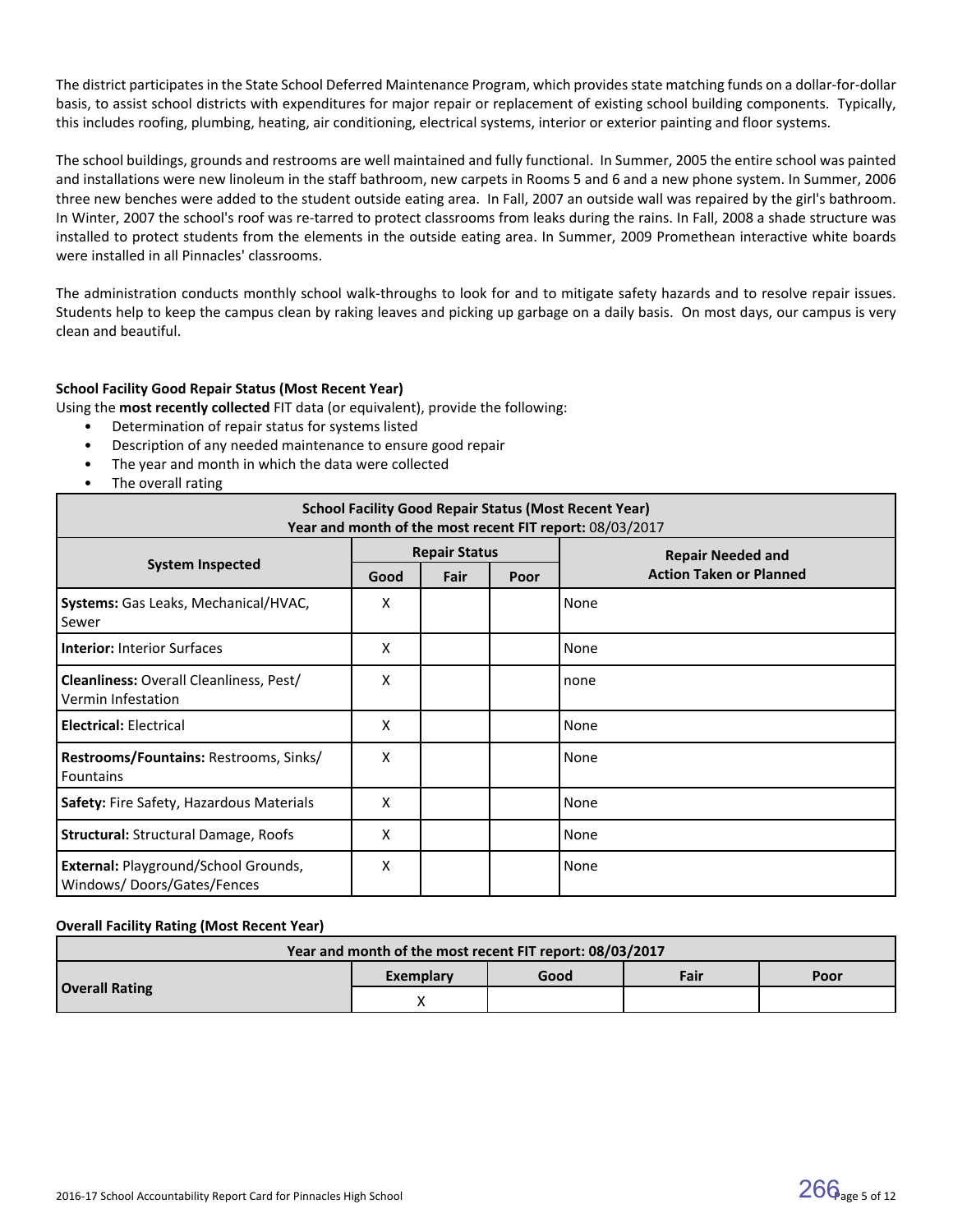The district participates in the State School Deferred Maintenance Program, which provides state matching funds on a dollar-for-dollar basis, to assist school districts with expenditures for major repair or replacement of existing school building components. Typically, this includes roofing, plumbing, heating, air conditioning, electrical systems, interior or exterior painting and floor systems.

The school buildings, grounds and restrooms are well maintained and fully functional. In Summer, 2005 the entire school was painted and installations were new linoleum in the staff bathroom, new carpets in Rooms 5 and 6 and a new phone system. In Summer, 2006 three new benches were added to the student outside eating area. In Fall, 2007 an outside wall was repaired by the girl's bathroom. In Winter, 2007 the school's roof was re-tarred to protect classrooms from leaks during the rains. In Fall, 2008 a shade structure was installed to protect students from the elements in the outside eating area. In Summer, 2009 Promethean interactive white boards were installed in all Pinnacles' classrooms.

The administration conducts monthly school walk-throughs to look for and to mitigate safety hazards and to resolve repair issues. Students help to keep the campus clean by raking leaves and picking up garbage on a daily basis. On most days, our campus is very clean and beautiful.

**School Facility Good Repair Status (Most Recent Year)**

Using the **most recently collected** FIT data (or equivalent), provide the following:

- Determination of repair status for systems listed
- Description of any needed maintenance to ensure good repair
- The year and month in which the data were collected
- The overall rating

| School Facility Good Repair Status (Most Recent Year) Year and month of the most recent FIT report: 08/03/2017 | | | | |
|---|---|---|---|---|
| System Inspected | Repair Status | | | Repair Needed and Action Taken or Planned |
| | Good | Fair | Poor | |
| **Systems:** Gas Leaks, Mechanical/HVAC, Sewer | X | | | None |
| **Interior:** Interior Surfaces | X | | | None |
| **Cleanliness:** Overall Cleanliness, Pest/ Vermin Infestation | X | | | none |
| **Electrical:** Electrical | X | | | None |
| **Restrooms/Fountains:** Restrooms, Sinks/ Fountains | X | | | None |
| **Safety:** Fire Safety, Hazardous Materials | X | | | None |
| **Structural:** Structural Damage, Roofs | X | | | None |
| **External:** Playground/School Grounds, Windows/ Doors/Gates/Fences | X | | | None |

**Overall Facility Rating (Most Recent Year)**

| Year and month of the most recent FIT report: 08/03/2017 | | | | |
|---|---|---|---|---|
| **Overall Rating** | Exemplary | Good | Fair | Poor |
| | X | | | |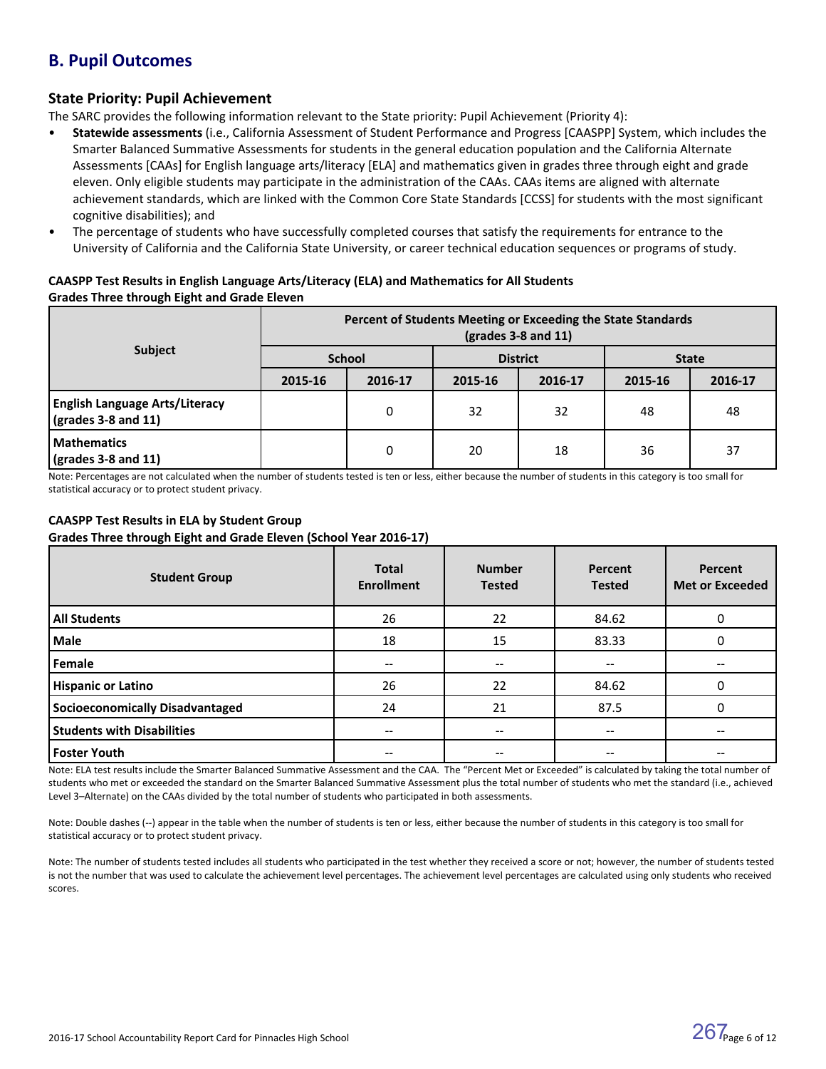## B. Pupil Outcomes

### State Priority: Pupil Achievement

The SARC provides the following information relevant to the State priority: Pupil Achievement (Priority 4):

- **Statewide assessments** (i.e., California Assessment of Student Performance and Progress [CAASPP] System, which includes the Smarter Balanced Summative Assessments for students in the general education population and the California Alternate Assessments [CAAs] for English language arts/literacy [ELA] and mathematics given in grades three through eight and grade eleven. Only eligible students may participate in the administration of the CAAs. CAAs items are aligned with alternate achievement standards, which are linked with the Common Core State Standards [CCSS] for students with the most significant cognitive disabilities); and
- The percentage of students who have successfully completed courses that satisfy the requirements for entrance to the University of California and the California State University, or career technical education sequences or programs of study.

**CAASPP Test Results in English Language Arts/Literacy (ELA) and Mathematics for All Students**
**Grades Three through Eight and Grade Eleven**

| Subject | Percent of Students Meeting or Exceeding the State Standards (grades 3-8 and 11) | | | | | |
|---|---|---|---|---|---|---|
| | School | | District | | State | |
| | 2015-16 | 2016-17 | 2015-16 | 2016-17 | 2015-16 | 2016-17 |
| **English Language Arts/Literacy (grades 3-8 and 11)** | | 0 | 32 | 32 | 48 | 48 |
| **Mathematics (grades 3-8 and 11)** | | 0 | 20 | 18 | 36 | 37 |

Note: Percentages are not calculated when the number of students tested is ten or less, either because the number of students in this category is too small for statistical accuracy or to protect student privacy.

**CAASPP Test Results in ELA by Student Group**
**Grades Three through Eight and Grade Eleven (School Year 2016-17)**

| Student Group | Total Enrollment | Number Tested | Percent Tested | Percent Met or Exceeded |
|---|---|---|---|---|
| **All Students** | 26 | 22 | 84.62 | 0 |
| **Male** | 18 | 15 | 83.33 | 0 |
| **Female** | -- | -- | -- | -- |
| **Hispanic or Latino** | 26 | 22 | 84.62 | 0 |
| **Socioeconomically Disadvantaged** | 24 | 21 | 87.5 | 0 |
| **Students with Disabilities** | -- | -- | -- | -- |
| **Foster Youth** | -- | -- | -- | -- |

Note: ELA test results include the Smarter Balanced Summative Assessment and the CAA. The "Percent Met or Exceeded" is calculated by taking the total number of students who met or exceeded the standard on the Smarter Balanced Summative Assessment plus the total number of students who met the standard (i.e., achieved Level 3–Alternate) on the CAAs divided by the total number of students who participated in both assessments.

Note: Double dashes (--) appear in the table when the number of students is ten or less, either because the number of students in this category is too small for statistical accuracy or to protect student privacy.

Note: The number of students tested includes all students who participated in the test whether they received a score or not; however, the number of students tested is not the number that was used to calculate the achievement level percentages. The achievement level percentages are calculated using only students who received scores.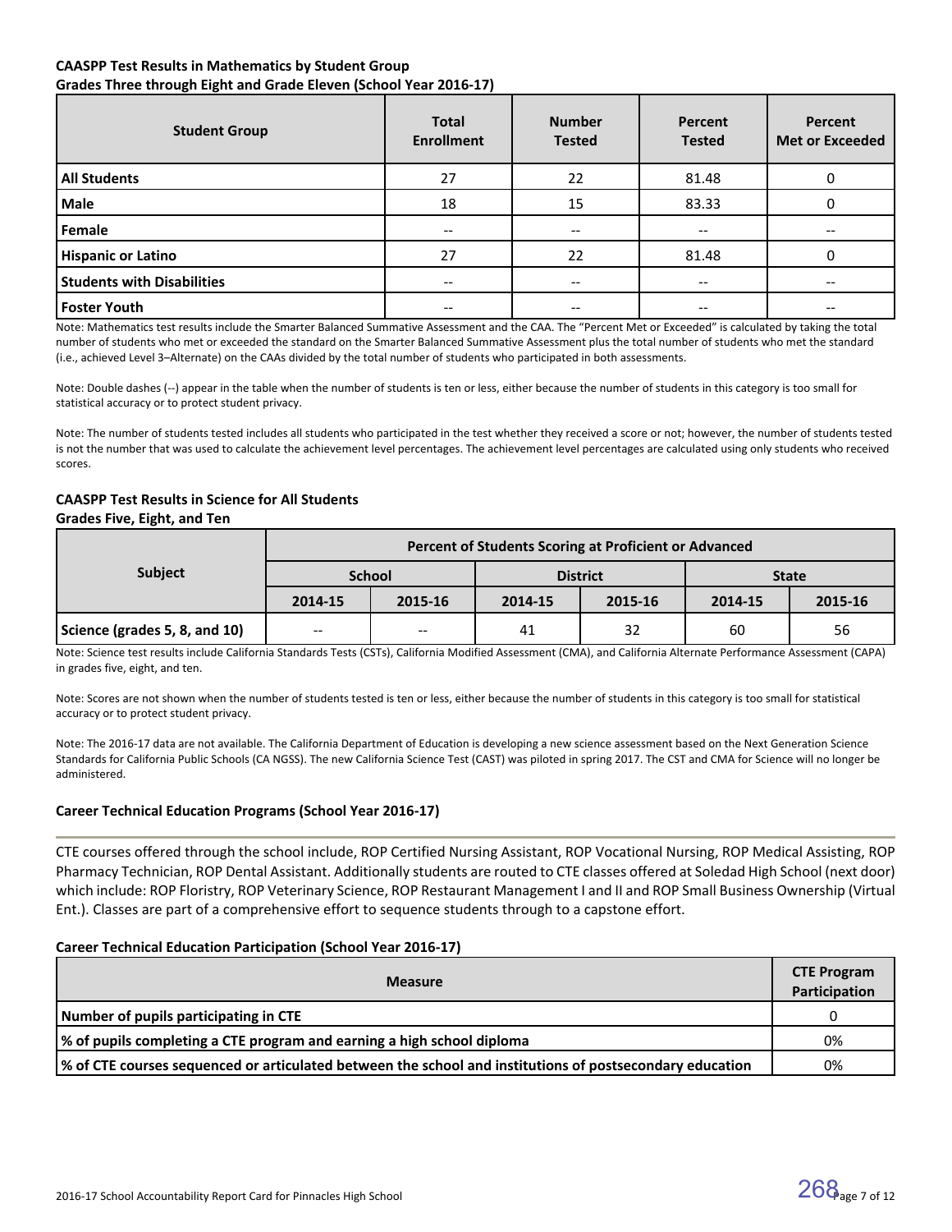**CAASPP Test Results in Mathematics by Student Group**
**Grades Three through Eight and Grade Eleven (School Year 2016-17)**

| Student Group | Total Enrollment | Number Tested | Percent Tested | Percent Met or Exceeded |
|---|---|---|---|---|
| **All Students** | 27 | 22 | 81.48 | 0 |
| **Male** | 18 | 15 | 83.33 | 0 |
| **Female** | -- | -- | -- | -- |
| **Hispanic or Latino** | 27 | 22 | 81.48 | 0 |
| **Students with Disabilities** | -- | -- | -- | -- |
| **Foster Youth** | -- | -- | -- | -- |

Note: Mathematics test results include the Smarter Balanced Summative Assessment and the CAA. The "Percent Met or Exceeded" is calculated by taking the total number of students who met or exceeded the standard on the Smarter Balanced Summative Assessment plus the total number of students who met the standard (i.e., achieved Level 3–Alternate) on the CAAs divided by the total number of students who participated in both assessments.

Note: Double dashes (--) appear in the table when the number of students is ten or less, either because the number of students in this category is too small for statistical accuracy or to protect student privacy.

Note: The number of students tested includes all students who participated in the test whether they received a score or not; however, the number of students tested is not the number that was used to calculate the achievement level percentages. The achievement level percentages are calculated using only students who received scores.

**CAASPP Test Results in Science for All Students**
**Grades Five, Eight, and Ten**

| Subject | Percent of Students Scoring at Proficient or Advanced | | | | | |
|---|---|---|---|---|---|---|
| | School | | District | | State | |
| | 2014-15 | 2015-16 | 2014-15 | 2015-16 | 2014-15 | 2015-16 |
| **Science (grades 5, 8, and 10)** | -- | -- | 41 | 32 | 60 | 56 |

Note: Science test results include California Standards Tests (CSTs), California Modified Assessment (CMA), and California Alternate Performance Assessment (CAPA) in grades five, eight, and ten.

Note: Scores are not shown when the number of students tested is ten or less, either because the number of students in this category is too small for statistical accuracy or to protect student privacy.

Note: The 2016-17 data are not available. The California Department of Education is developing a new science assessment based on the Next Generation Science Standards for California Public Schools (CA NGSS). The new California Science Test (CAST) was piloted in spring 2017. The CST and CMA for Science will no longer be administered.

**Career Technical Education Programs (School Year 2016-17)**

CTE courses offered through the school include, ROP Certified Nursing Assistant, ROP Vocational Nursing, ROP Medical Assisting, ROP Pharmacy Technician, ROP Dental Assistant. Additionally students are routed to CTE classes offered at Soledad High School (next door) which include: ROP Floristry, ROP Veterinary Science, ROP Restaurant Management I and II and ROP Small Business Ownership (Virtual Ent.). Classes are part of a comprehensive effort to sequence students through to a capstone effort.

**Career Technical Education Participation (School Year 2016-17)**

| Measure | CTE Program Participation |
|---|---|
| **Number of pupils participating in CTE** | 0 |
| **% of pupils completing a CTE program and earning a high school diploma** | 0% |
| **% of CTE courses sequenced or articulated between the school and institutions of postsecondary education** | 0% |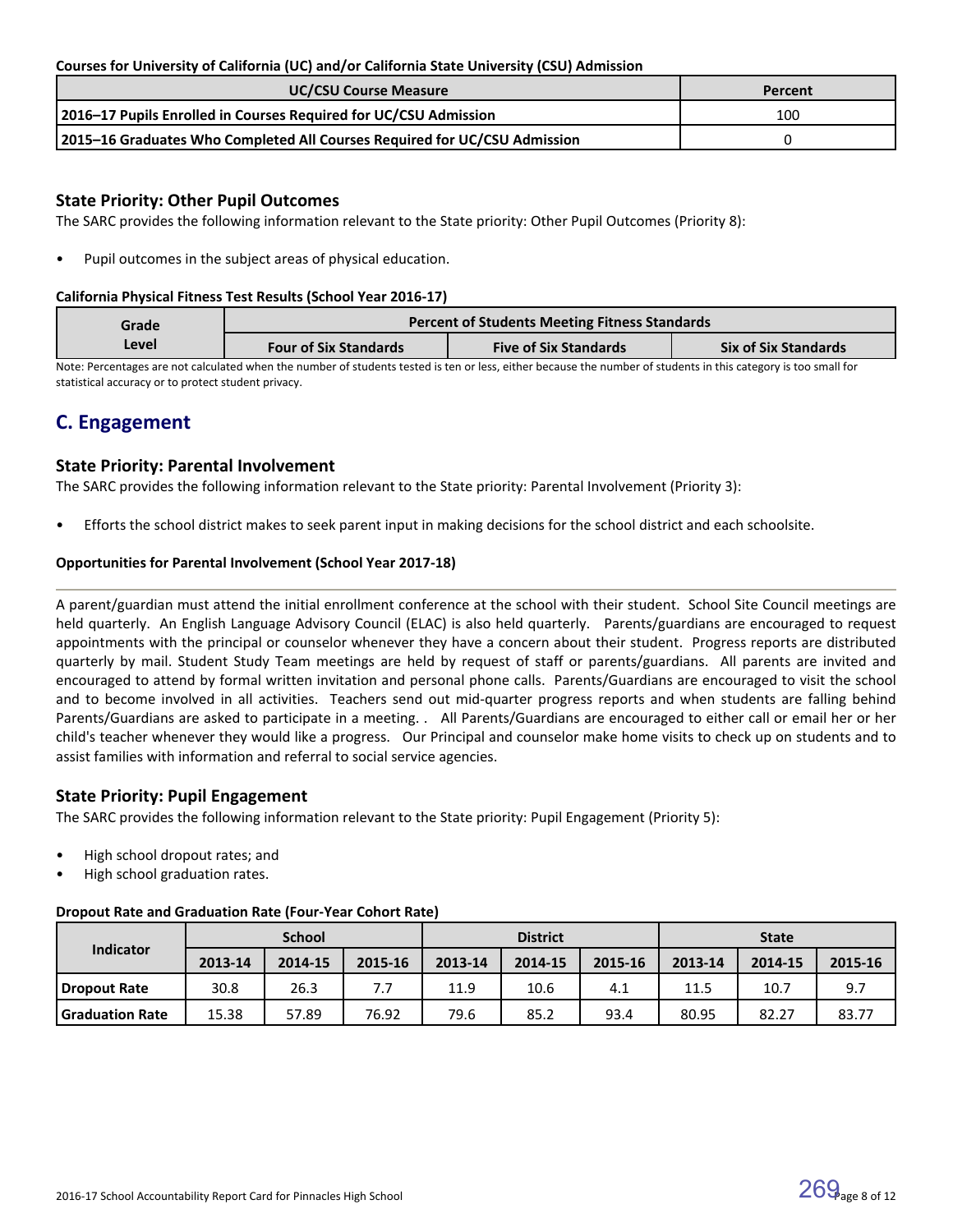**Courses for University of California (UC) and/or California State University (CSU) Admission**

| UC/CSU Course Measure | Percent |
|---|---|
| 2016–17 Pupils Enrolled in Courses Required for UC/CSU Admission | 100 |
| 2015–16 Graduates Who Completed All Courses Required for UC/CSU Admission | 0 |

### State Priority: Other Pupil Outcomes

The SARC provides the following information relevant to the State priority: Other Pupil Outcomes (Priority 8):

- Pupil outcomes in the subject areas of physical education.

**California Physical Fitness Test Results (School Year 2016-17)**

| Grade Level | Percent of Students Meeting Fitness Standards | | |
|---|---|---|---|
| | Four of Six Standards | Five of Six Standards | Six of Six Standards |

Note: Percentages are not calculated when the number of students tested is ten or less, either because the number of students in this category is too small for statistical accuracy or to protect student privacy.

## C. Engagement

### State Priority: Parental Involvement

The SARC provides the following information relevant to the State priority: Parental Involvement (Priority 3):

- Efforts the school district makes to seek parent input in making decisions for the school district and each schoolsite.

**Opportunities for Parental Involvement (School Year 2017-18)**

A parent/guardian must attend the initial enrollment conference at the school with their student. School Site Council meetings are held quarterly. An English Language Advisory Council (ELAC) is also held quarterly. Parents/guardians are encouraged to request appointments with the principal or counselor whenever they have a concern about their student. Progress reports are distributed quarterly by mail. Student Study Team meetings are held by request of staff or parents/guardians. All parents are invited and encouraged to attend by formal written invitation and personal phone calls. Parents/Guardians are encouraged to visit the school and to become involved in all activities. Teachers send out mid-quarter progress reports and when students are falling behind Parents/Guardians are asked to participate in a meeting. . All Parents/Guardians are encouraged to either call or email her or her child's teacher whenever they would like a progress. Our Principal and counselor make home visits to check up on students and to assist families with information and referral to social service agencies.

### State Priority: Pupil Engagement

The SARC provides the following information relevant to the State priority: Pupil Engagement (Priority 5):

- High school dropout rates; and
- High school graduation rates.

**Dropout Rate and Graduation Rate (Four-Year Cohort Rate)**

| Indicator | School | | | District | | | State | | |
|---|---|---|---|---|---|---|---|---|---|
| | 2013-14 | 2014-15 | 2015-16 | 2013-14 | 2014-15 | 2015-16 | 2013-14 | 2014-15 | 2015-16 |
| Dropout Rate | 30.8 | 26.3 | 7.7 | 11.9 | 10.6 | 4.1 | 11.5 | 10.7 | 9.7 |
| Graduation Rate | 15.38 | 57.89 | 76.92 | 79.6 | 85.2 | 93.4 | 80.95 | 82.27 | 83.77 |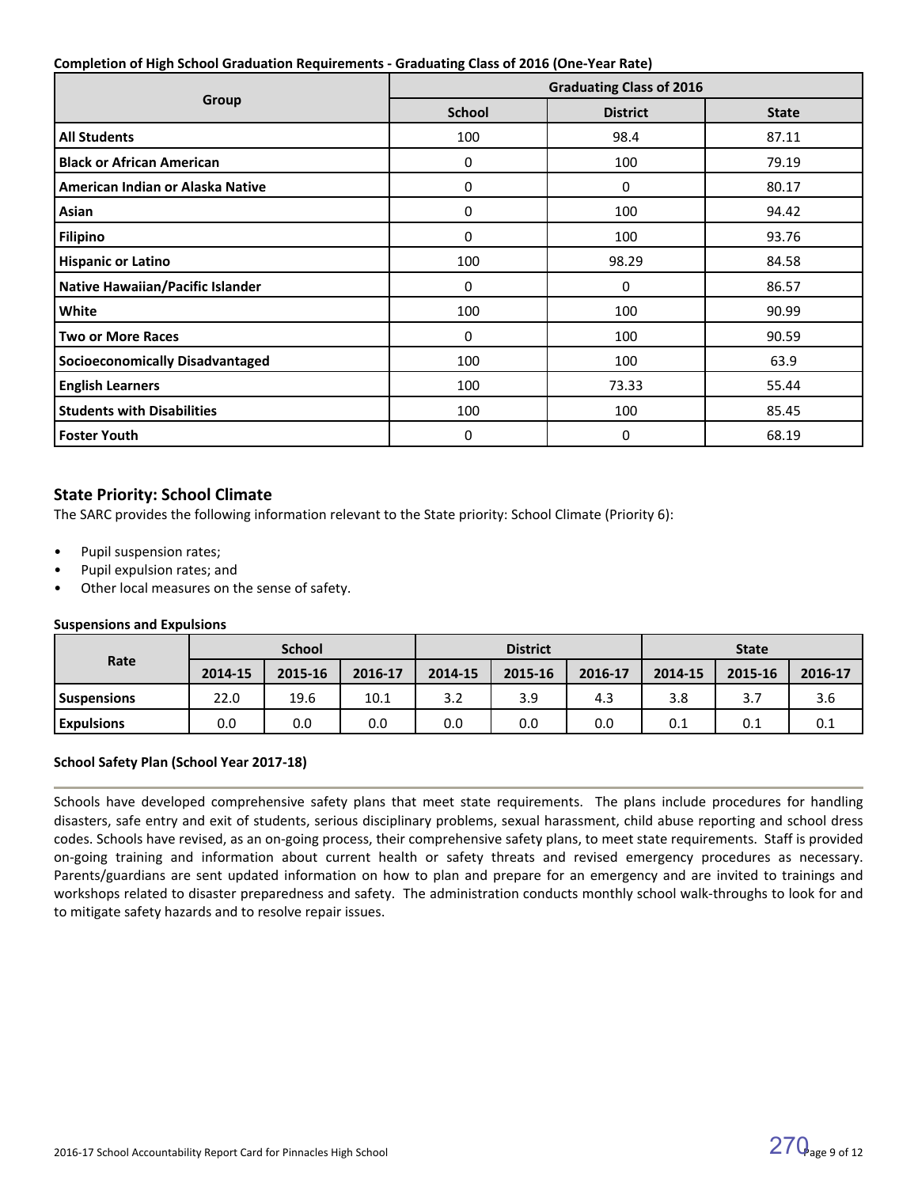**Completion of High School Graduation Requirements - Graduating Class of 2016 (One-Year Rate)**

| Group | Graduating Class of 2016 | | |
|---|---|---|---|
| | School | District | State |
| **All Students** | 100 | 98.4 | 87.11 |
| **Black or African American** | 0 | 100 | 79.19 |
| **American Indian or Alaska Native** | 0 | 0 | 80.17 |
| **Asian** | 0 | 100 | 94.42 |
| **Filipino** | 0 | 100 | 93.76 |
| **Hispanic or Latino** | 100 | 98.29 | 84.58 |
| **Native Hawaiian/Pacific Islander** | 0 | 0 | 86.57 |
| **White** | 100 | 100 | 90.99 |
| **Two or More Races** | 0 | 100 | 90.59 |
| **Socioeconomically Disadvantaged** | 100 | 100 | 63.9 |
| **English Learners** | 100 | 73.33 | 55.44 |
| **Students with Disabilities** | 100 | 100 | 85.45 |
| **Foster Youth** | 0 | 0 | 68.19 |

## State Priority: School Climate

The SARC provides the following information relevant to the State priority: School Climate (Priority 6):

- Pupil suspension rates;
- Pupil expulsion rates; and
- Other local measures on the sense of safety.

**Suspensions and Expulsions**

| Rate | School | | | District | | | State | | |
|---|---|---|---|---|---|---|---|---|---|
| | 2014-15 | 2015-16 | 2016-17 | 2014-15 | 2015-16 | 2016-17 | 2014-15 | 2015-16 | 2016-17 |
| **Suspensions** | 22.0 | 19.6 | 10.1 | 3.2 | 3.9 | 4.3 | 3.8 | 3.7 | 3.6 |
| **Expulsions** | 0.0 | 0.0 | 0.0 | 0.0 | 0.0 | 0.0 | 0.1 | 0.1 | 0.1 |

**School Safety Plan (School Year 2017-18)**

Schools have developed comprehensive safety plans that meet state requirements. The plans include procedures for handling disasters, safe entry and exit of students, serious disciplinary problems, sexual harassment, child abuse reporting and school dress codes. Schools have revised, as an on-going process, their comprehensive safety plans, to meet state requirements. Staff is provided on-going training and information about current health or safety threats and revised emergency procedures as necessary. Parents/guardians are sent updated information on how to plan and prepare for an emergency and are invited to trainings and workshops related to disaster preparedness and safety. The administration conducts monthly school walk-throughs to look for and to mitigate safety hazards and to resolve repair issues.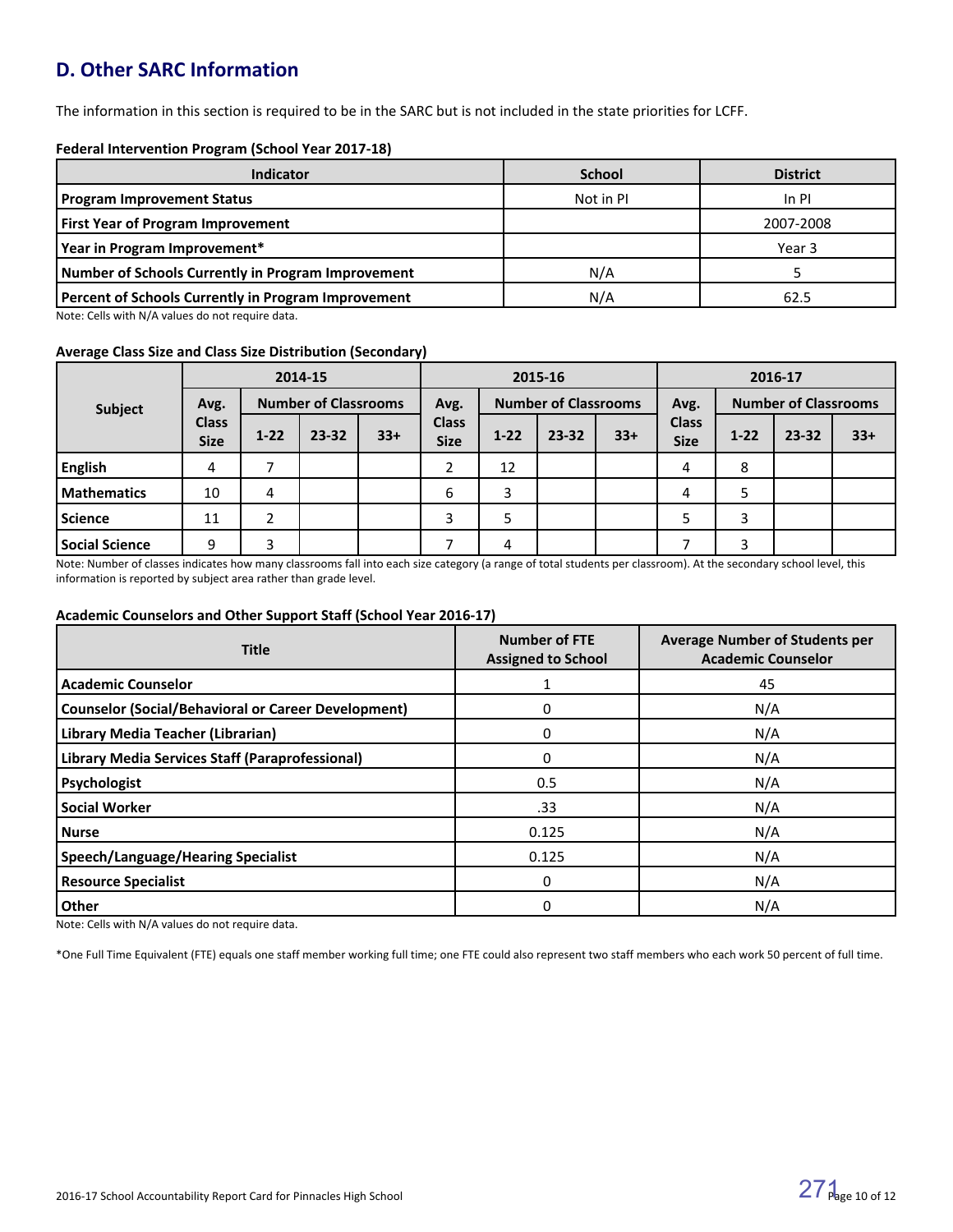## D. Other SARC Information

The information in this section is required to be in the SARC but is not included in the state priorities for LCFF.

**Federal Intervention Program (School Year 2017-18)**

| Indicator | School | District |
|---|---|---|
| **Program Improvement Status** | Not in PI | In PI |
| **First Year of Program Improvement** | | 2007-2008 |
| **Year in Program Improvement*** | | Year 3 |
| **Number of Schools Currently in Program Improvement** | N/A | 5 |
| **Percent of Schools Currently in Program Improvement** | N/A | 62.5 |

Note: Cells with N/A values do not require data.

**Average Class Size and Class Size Distribution (Secondary)**

| Subject | 2014-15 | | | | 2015-16 | | | | 2016-17 | | | |
|---|---|---|---|---|---|---|---|---|---|---|---|---|
| | Avg. Class Size | Number of Classrooms | | | Avg. Class Size | Number of Classrooms | | | Avg. Class Size | Number of Classrooms | | |
| | | 1-22 | 23-32 | 33+ | | 1-22 | 23-32 | 33+ | | 1-22 | 23-32 | 33+ |
| **English** | 4 | 7 | | | 2 | 12 | | | 4 | 8 | | |
| **Mathematics** | 10 | 4 | | | 6 | 3 | | | 4 | 5 | | |
| **Science** | 11 | 2 | | | 3 | 5 | | | 5 | 3 | | |
| **Social Science** | 9 | 3 | | | 7 | 4 | | | 7 | 3 | | |

Note: Number of classes indicates how many classrooms fall into each size category (a range of total students per classroom). At the secondary school level, this information is reported by subject area rather than grade level.

**Academic Counselors and Other Support Staff (School Year 2016-17)**

| Title | Number of FTE Assigned to School | Average Number of Students per Academic Counselor |
|---|---|---|
| **Academic Counselor** | 1 | 45 |
| **Counselor (Social/Behavioral or Career Development)** | 0 | N/A |
| **Library Media Teacher (Librarian)** | 0 | N/A |
| **Library Media Services Staff (Paraprofessional)** | 0 | N/A |
| **Psychologist** | 0.5 | N/A |
| **Social Worker** | .33 | N/A |
| **Nurse** | 0.125 | N/A |
| **Speech/Language/Hearing Specialist** | 0.125 | N/A |
| **Resource Specialist** | 0 | N/A |
| **Other** | 0 | N/A |

Note: Cells with N/A values do not require data.

*One Full Time Equivalent (FTE) equals one staff member working full time; one FTE could also represent two staff members who each work 50 percent of full time.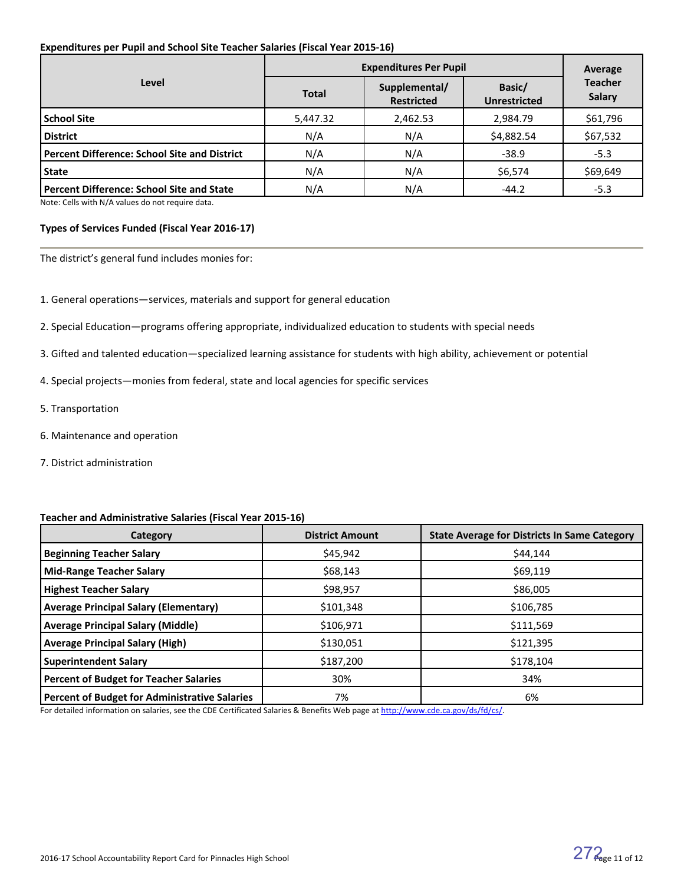**Expenditures per Pupil and School Site Teacher Salaries (Fiscal Year 2015-16)**

| Level | Expenditures Per Pupil | | | Average Teacher Salary |
|---|---|---|---|---|
| | Total | Supplemental/ Restricted | Basic/ Unrestricted | |
| **School Site** | 5,447.32 | 2,462.53 | 2,984.79 | $61,796 |
| **District** | N/A | N/A | $4,882.54 | $67,532 |
| **Percent Difference: School Site and District** | N/A | N/A | -38.9 | -5.3 |
| **State** | N/A | N/A | $6,574 | $69,649 |
| **Percent Difference: School Site and State** | N/A | N/A | -44.2 | -5.3 |

Note: Cells with N/A values do not require data.

**Types of Services Funded (Fiscal Year 2016-17)**

The district's general fund includes monies for:

1. General operations—services, materials and support for general education
2. Special Education—programs offering appropriate, individualized education to students with special needs
3. Gifted and talented education—specialized learning assistance for students with high ability, achievement or potential
4. Special projects—monies from federal, state and local agencies for specific services
5. Transportation
6. Maintenance and operation
7. District administration

**Teacher and Administrative Salaries (Fiscal Year 2015-16)**

| Category | District Amount | State Average for Districts In Same Category |
|---|---|---|
| **Beginning Teacher Salary** | $45,942 | $44,144 |
| **Mid-Range Teacher Salary** | $68,143 | $69,119 |
| **Highest Teacher Salary** | $98,957 | $86,005 |
| **Average Principal Salary (Elementary)** | $101,348 | $106,785 |
| **Average Principal Salary (Middle)** | $106,971 | $111,569 |
| **Average Principal Salary (High)** | $130,051 | $121,395 |
| **Superintendent Salary** | $187,200 | $178,104 |
| **Percent of Budget for Teacher Salaries** | 30% | 34% |
| **Percent of Budget for Administrative Salaries** | 7% | 6% |

For detailed information on salaries, see the CDE Certificated Salaries & Benefits Web page at http://www.cde.ca.gov/ds/fd/cs/.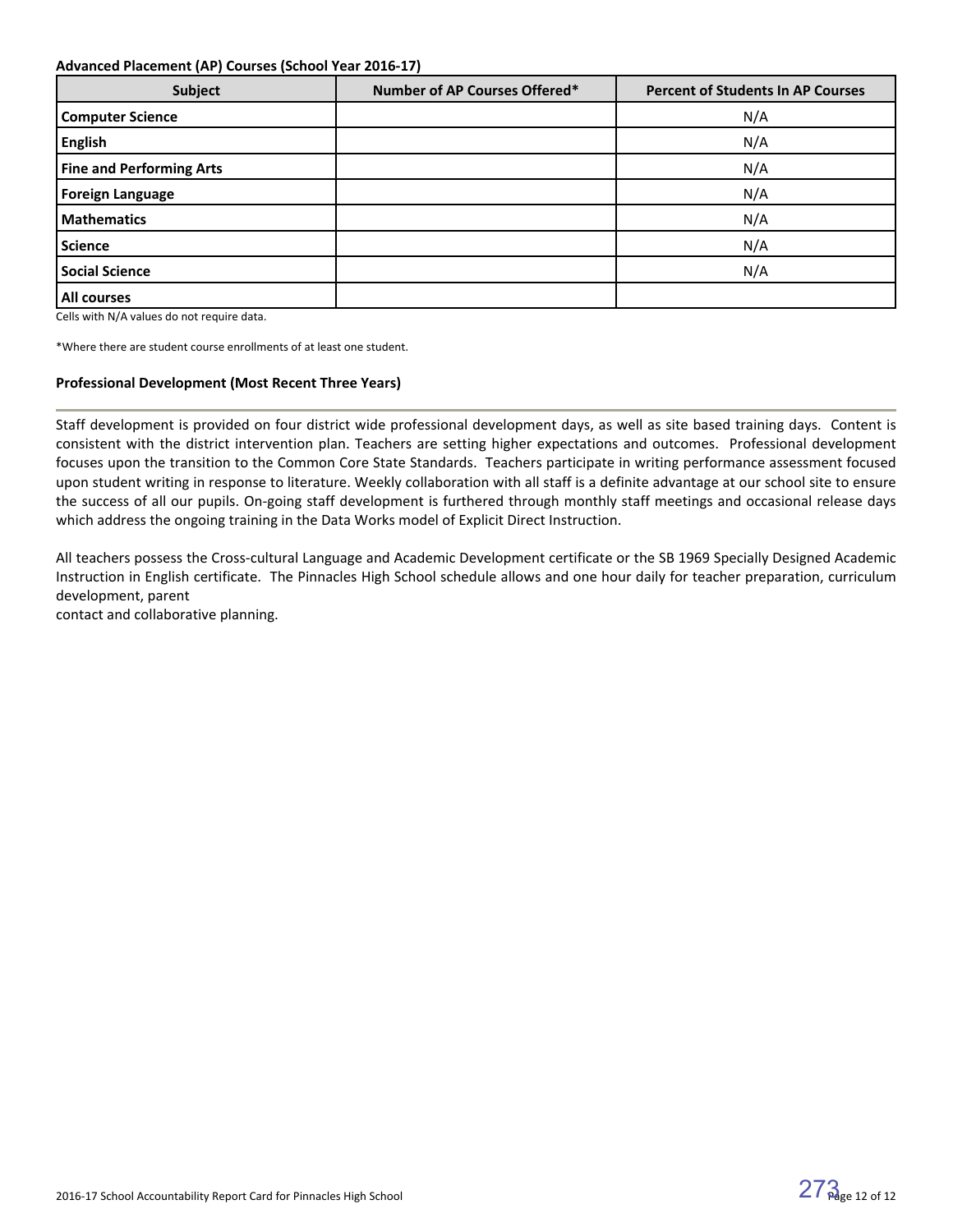**Advanced Placement (AP) Courses (School Year 2016-17)**

| Subject | Number of AP Courses Offered* | Percent of Students In AP Courses |
|---|---|---|
| **Computer Science** | | N/A |
| **English** | | N/A |
| **Fine and Performing Arts** | | N/A |
| **Foreign Language** | | N/A |
| **Mathematics** | | N/A |
| **Science** | | N/A |
| **Social Science** | | N/A |
| **All courses** | | |

Cells with N/A values do not require data.

*Where there are student course enrollments of at least one student.

**Professional Development (Most Recent Three Years)**

Staff development is provided on four district wide professional development days, as well as site based training days. Content is consistent with the district intervention plan. Teachers are setting higher expectations and outcomes. Professional development focuses upon the transition to the Common Core State Standards. Teachers participate in writing performance assessment focused upon student writing in response to literature. Weekly collaboration with all staff is a definite advantage at our school site to ensure the success of all our pupils. On-going staff development is furthered through monthly staff meetings and occasional release days which address the ongoing training in the Data Works model of Explicit Direct Instruction.

All teachers possess the Cross-cultural Language and Academic Development certificate or the SB 1969 Specially Designed Academic Instruction in English certificate. The Pinnacles High School schedule allows and one hour daily for teacher preparation, curriculum development, parent
contact and collaborative planning.